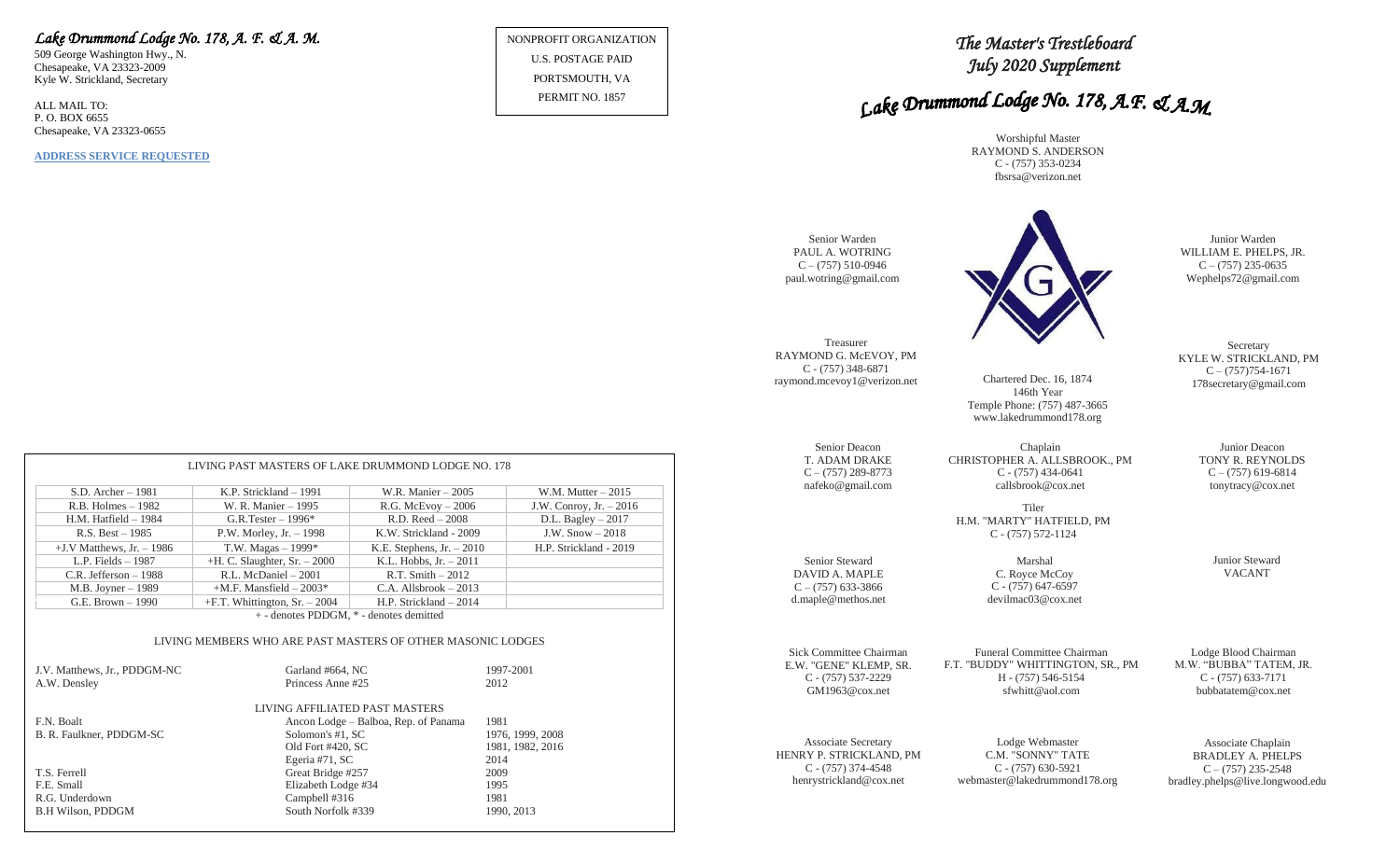*Lake Drummond Lodge No. 178, A. F. & A. M.*

509 George Washington Hwy., N.
Chesapeake, VA 23323-2009
Kyle W. Strickland, Secretary

ALL MAIL TO:
P. O. BOX 6655
Chesapeake, VA 23323-0655

**ADDRESS SERVICE REQUESTED**

NONPROFIT ORGANIZATION
U.S. POSTAGE PAID
PORTSMOUTH, VA
PERMIT NO. 1857

LIVING PAST MASTERS OF LAKE DRUMMOND LODGE NO. 178

| | | | |
|---|---|---|---|
| S.D. Archer – 1981 | K.P. Strickland – 1991 | W.R. Manier – 2005 | W.M. Mutter – 2015 |
| R.B. Holmes – 1982 | W. R. Manier – 1995 | R.G. McEvoy – 2006 | J.W. Conroy, Jr. – 2016 |
| H.M. Hatfield – 1984 | G.R.Tester – 1996* | R.D. Reed – 2008 | D.L. Bagley – 2017 |
| R.S. Best – 1985 | P.W. Morley, Jr. – 1998 | K.W. Strickland - 2009 | J.W. Snow – 2018 |
| +J.V Matthews, Jr. – 1986 | T.W. Magas – 1999* | K.E. Stephens, Jr. – 2010 | H.P. Strickland - 2019 |
| L.P. Fields – 1987 | +H. C. Slaughter, Sr. – 2000 | K.L. Hobbs, Jr. – 2011 | |
| C.R. Jefferson – 1988 | R.L. McDaniel – 2001 | R.T. Smith – 2012 | |
| M.B. Joyner – 1989 | +M.F. Mansfield – 2003* | C.A. Allsbrook – 2013 | |
| G.E. Brown – 1990 | +F.T. Whittington, Sr. – 2004 | H.P. Strickland – 2014 | |

+ - denotes PDDGM, * - denotes demitted

LIVING MEMBERS WHO ARE PAST MASTERS OF OTHER MASONIC LODGES

| | | |
|---|---|---|
| J.V. Matthews, Jr., PDDGM-NC | Garland #664, NC | 1997-2001 |
| A.W. Densley | Princess Anne #25 | 2012 |

LIVING AFFILIATED PAST MASTERS

| | | |
|---|---|---|
| F.N. Boalt | Ancon Lodge – Balboa, Rep. of Panama | 1981 |
| B. R. Faulkner, PDDGM-SC | Solomon's #1, SC | 1976, 1999, 2008 |
| | Old Fort #420, SC | 1981, 1982, 2016 |
| | Egeria #71, SC | 2014 |
| T.S. Ferrell | Great Bridge #257 | 2009 |
| F.E. Small | Elizabeth Lodge #34 | 1995 |
| R.G. Underdown | Campbell #316 | 1981 |
| B.H Wilson, PDDGM | South Norfolk #339 | 1990, 2013 |

# *The Master's Trestleboard*
## *July 2020 Supplement*

# *Lake Drummond Lodge No. 178, A.F. & A.M.*

Worshipful Master
RAYMOND S. ANDERSON
C - (757) 353-0234
fbsrsa@verizon.net

Senior Warden
PAUL A. WOTRING
C – (757) 510-0946
paul.wotring@gmail.com

Junior Warden
WILLIAM E. PHELPS, JR.
C – (757) 235-0635
Wephelps72@gmail.com

Treasurer
RAYMOND G. McEVOY, PM
C - (757) 348-6871
raymond.mcevoy1@verizon.net

Secretary
KYLE W. STRICKLAND, PM
C – (757)754-1671
178secretary@gmail.com

Chartered Dec. 16, 1874
146th Year
Temple Phone: (757) 487-3665
www.lakedrummond178.org

Senior Deacon
T. ADAM DRAKE
C – (757) 289-8773
nafeko@gmail.com

Chaplain
CHRISTOPHER A. ALLSBROOK., PM
C - (757) 434-0641
callsbrook@cox.net

Junior Deacon
TONY R. REYNOLDS
C – (757) 619-6814
tonytracy@cox.net

Tiler
H.M. "MARTY" HATFIELD, PM
C - (757) 572-1124

Senior Steward
DAVID A. MAPLE
C – (757) 633-3866
d.maple@methos.net

Marshal
C. Royce McCoy
C - (757) 647-6597
devilmac03@cox.net

Junior Steward
VACANT

Sick Committee Chairman
E.W. "GENE" KLEMP, SR.
C - (757) 537-2229
GM1963@cox.net

Funeral Committee Chairman
F.T. "BUDDY" WHITTINGTON, SR., PM
H - (757) 546-5154
sfwhitt@aol.com

Lodge Blood Chairman
M.W. "BUBBA" TATEM, JR.
C - (757) 633-7171
bubbatatem@cox.net

Associate Secretary
HENRY P. STRICKLAND, PM
C - (757) 374-4548
henrystrickland@cox.net

Lodge Webmaster
C.M. "SONNY" TATE
C - (757) 630-5921
webmaster@lakedrummond178.org

Associate Chaplain
BRADLEY A. PHELPS
C – (757) 235-2548
bradley.phelps@live.longwood.edu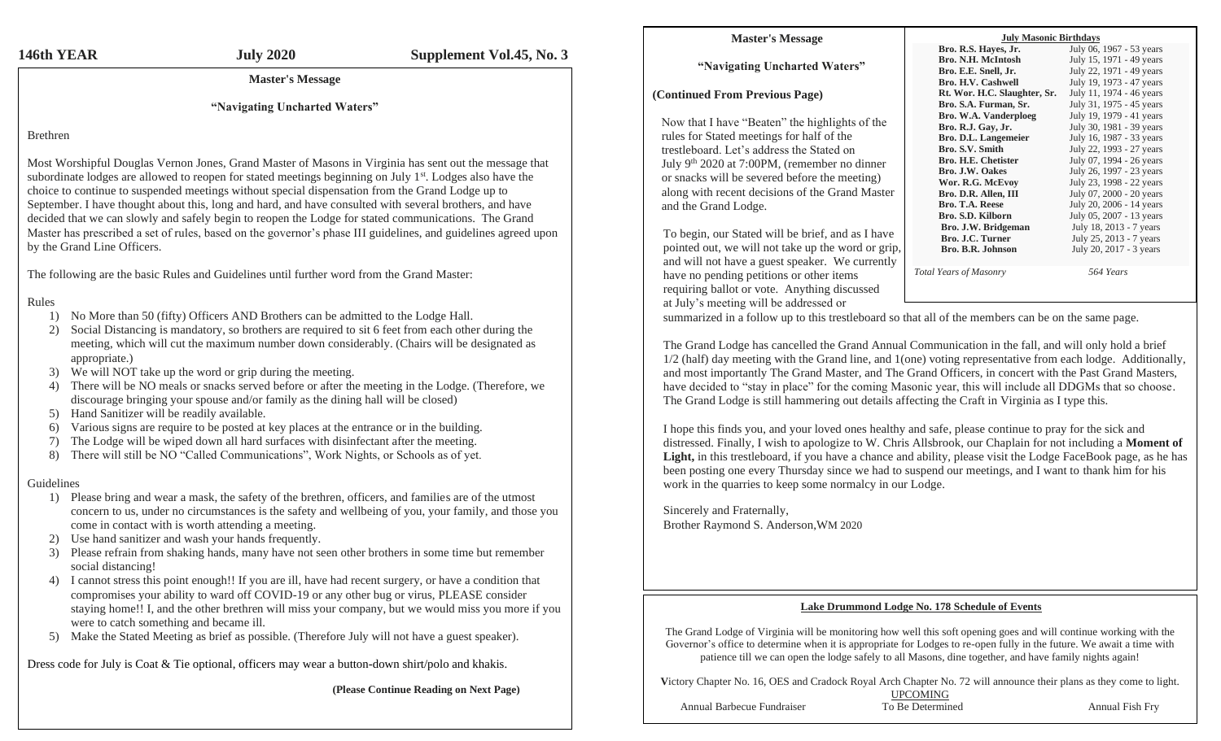**146th YEAR** **July 2020** **Supplement Vol.45, No. 3**

## Master's Message

### "Navigating Uncharted Waters"

Brethren

Most Worshipful Douglas Vernon Jones, Grand Master of Masons in Virginia has sent out the message that subordinate lodges are allowed to reopen for stated meetings beginning on July 1st. Lodges also have the choice to continue to suspended meetings without special dispensation from the Grand Lodge up to September. I have thought about this, long and hard, and have consulted with several brothers, and have decided that we can slowly and safely begin to reopen the Lodge for stated communications. The Grand Master has prescribed a set of rules, based on the governor's phase III guidelines, and guidelines agreed upon by the Grand Line Officers.

The following are the basic Rules and Guidelines until further word from the Grand Master:

Rules

1) No More than 50 (fifty) Officers AND Brothers can be admitted to the Lodge Hall.
2) Social Distancing is mandatory, so brothers are required to sit 6 feet from each other during the meeting, which will cut the maximum number down considerably. (Chairs will be designated as appropriate.)
3) We will NOT take up the word or grip during the meeting.
4) There will be NO meals or snacks served before or after the meeting in the Lodge. (Therefore, we discourage bringing your spouse and/or family as the dining hall will be closed)
5) Hand Sanitizer will be readily available.
6) Various signs are require to be posted at key places at the entrance or in the building.
7) The Lodge will be wiped down all hard surfaces with disinfectant after the meeting.
8) There will still be NO "Called Communications", Work Nights, or Schools as of yet.

Guidelines

1) Please bring and wear a mask, the safety of the brethren, officers, and families are of the utmost concern to us, under no circumstances is the safety and wellbeing of you, your family, and those you come in contact with is worth attending a meeting.
2) Use hand sanitizer and wash your hands frequently.
3) Please refrain from shaking hands, many have not seen other brothers in some time but remember social distancing!
4) I cannot stress this point enough!! If you are ill, have had recent surgery, or have a condition that compromises your ability to ward off COVID-19 or any other bug or virus, PLEASE consider staying home!! I, and the other brethren will miss your company, but we would miss you more if you were to catch something and became ill.
5) Make the Stated Meeting as brief as possible. (Therefore July will not have a guest speaker).

Dress code for July is Coat & Tie optional, officers may wear a button-down shirt/polo and khakis.

**(Please Continue Reading on Next Page)**

## Master's Message

### "Navigating Uncharted Waters"

**(Continued From Previous Page)**

Now that I have "Beaten" the highlights of the rules for Stated meetings for half of the trestleboard. Let's address the Stated on July 9th 2020 at 7:00PM, (remember no dinner or snacks will be severed before the meeting) along with recent decisions of the Grand Master and the Grand Lodge.

To begin, our Stated will be brief, and as I have pointed out, we will not take up the word or grip, and will not have a guest speaker. We currently have no pending petitions or other items requiring ballot or vote. Anything discussed at July's meeting will be addressed or summarized in a follow up to this trestleboard so that all of the members can be on the same page.

The Grand Lodge has cancelled the Grand Annual Communication in the fall, and will only hold a brief 1/2 (half) day meeting with the Grand line, and 1(one) voting representative from each lodge. Additionally, and most importantly The Grand Master, and The Grand Officers, in concert with the Past Grand Masters, have decided to "stay in place" for the coming Masonic year, this will include all DDGMs that so choose. The Grand Lodge is still hammering out details affecting the Craft in Virginia as I type this.

I hope this finds you, and your loved ones healthy and safe, please continue to pray for the sick and distressed. Finally, I wish to apologize to W. Chris Allsbrook, our Chaplain for not including a **Moment of Light,** in this trestleboard, if you have a chance and ability, please visit the Lodge FaceBook page, as he has been posting one every Thursday since we had to suspend our meetings, and I want to thank him for his work in the quarries to keep some normalcy in our Lodge.

Sincerely and Fraternally,
Brother Raymond S. Anderson,WM 2020

### July Masonic Birthdays

| | |
|---|---|
| **Bro. R.S. Hayes, Jr.** | July 06, 1967 - 53 years |
| **Bro. N.H. McIntosh** | July 15, 1971 - 49 years |
| **Bro. E.E. Snell, Jr.** | July 22, 1971 - 49 years |
| **Bro. H.V. Cashwell** | July 19, 1973 - 47 years |
| **Rt. Wor. H.C. Slaughter, Sr.** | July 11, 1974 - 46 years |
| **Bro. S.A. Furman, Sr.** | July 31, 1975 - 45 years |
| **Bro. W.A. Vanderploeg** | July 19, 1979 - 41 years |
| **Bro. R.J. Gay, Jr.** | July 30, 1981 - 39 years |
| **Bro. D.L. Langemeier** | July 16, 1987 - 33 years |
| **Bro. S.V. Smith** | July 22, 1993 - 27 years |
| **Bro. H.E. Chetister** | July 07, 1994 - 26 years |
| **Bro. J.W. Oakes** | July 26, 1997 - 23 years |
| **Wor. R.G. McEvoy** | July 23, 1998 - 22 years |
| **Bro. D.R. Allen, III** | July 07, 2000 - 20 years |
| **Bro. T.A. Reese** | July 20, 2006 - 14 years |
| **Bro. S.D. Kilborn** | July 05, 2007 - 13 years |
| **Bro. J.W. Bridgeman** | July 18, 2013 - 7 years |
| **Bro. J.C. Turner** | July 25, 2013 - 7 years |
| **Bro. B.R. Johnson** | July 20, 2017 - 3 years |
| *Total Years of Masonry* | *564 Years* |

### Lake Drummond Lodge No. 178 Schedule of Events

The Grand Lodge of Virginia will be monitoring how well this soft opening goes and will continue working with the Governor's office to determine when it is appropriate for Lodges to re-open fully in the future. We await a time with patience till we can open the lodge safely to all Masons, dine together, and have family nights again!

**V**ictory Chapter No. 16, OES and Cradock Royal Arch Chapter No. 72 will announce their plans as they come to light.

UPCOMING

Annual Barbecue Fundraiser — To Be Determined — Annual Fish Fry